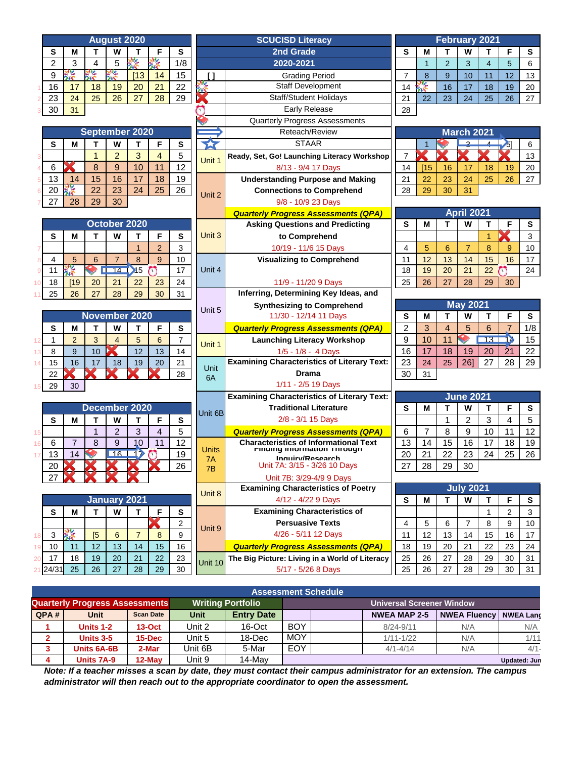# SCUCISD Literacy
## 2nd Grade
## 2020-2021

| Symbol | Legend |
|---|---|
| [ ] | Grading Period |
| | Staff Development |
| | Staff/Student Holidays |
| | Early Release |
| | Quarterly Progress Assessments |
| | Reteach/Review |
| | STAAR |

| Unit | Description |
|---|---|
| Unit 1 | Ready, Set, Go! Launching Literacy Workshop<br>8/13 - 9/4 17 Days |
| Unit 2 | Understanding Purpose and Making Connections to Comprehend<br>9/8 - 10/9 23 Days |
| | **Quarterly Progress Assessments (QPA)** |
| Unit 3 | Asking Questions and Predicting to Comprehend<br>10/19 - 11/6 15 Days |
| Unit 4 | Visualizing to Comprehend<br>11/9 - 11/20 9 Days |
| Unit 5 | Inferring, Determining Key Ideas, and Synthesizing to Comprehend<br>11/30 - 12/14 11 Days |
| | **Quarterly Progress Assessments (QPA)** |
| Unit 1 | Launching Literacy Workshop<br>1/5 - 1/8 - 4 Days |
| Unit 6A | Examining Characteristics of Literary Text: Drama<br>1/11 - 2/5 19 Days |
| Unit 6B | Examining Characteristics of Literary Text: Traditional Literature<br>2/8 - 3/1 15 Days |
| | **Quarterly Progress Assessments (QPA)** |
| Units 7A 7B | Characteristics of Informational Text Finding Information Through Inquiry/Research<br>Unit 7A: 3/15 - 3/26 10 Days<br>Unit 7B: 3/29-4/9 9 Days |
| Unit 8 | Examining Characteristics of Poetry<br>4/12 - 4/22 9 Days |
| Unit 9 | Examining Characteristics of Persuasive Texts<br>4/26 - 5/11 12 Days |
| | **Quarterly Progress Assessments (QPA)** |
| Unit 10 | The Big Picture: Living in a World of Literacy<br>5/17 - 5/26 8 Days |

### August 2020

| S | M | T | W | T | F | S |
|---|---|---|---|---|---|---|
| 2 | 3 | 4 | 5 | | | 1/8 |
| 9 | | | | [13 | 14 | 15 |
| 16 | 17 | 18 | 19 | 20 | 21 | 22 |
| 23 | 24 | 25 | 26 | 27 | 28 | 29 |
| 30 | 31 | | | | | |

### September 2020

| S | M | T | W | T | F | S |
|---|---|---|---|---|---|---|
| | | 1 | 2 | 3 | 4 | 5 |
| 6 | | 8 | 9 | 10 | 11 | 12 |
| 13 | 14 | 15 | 16 | 17 | 18 | 19 |
| 20 | | 22 | 23 | 24 | 25 | 26 |
| 27 | 28 | 29 | 30 | | | |

### October 2020

| S | M | T | W | T | F | S |
|---|---|---|---|---|---|---|
| | | | | 1 | 2 | 3 |
| 4 | 5 | 6 | 7 | 8 | 9 | 10 |
| 11 | | | 14 | 15 | | 17 |
| 18 | [19 | 20 | 21 | 22 | 23 | 24 |
| 25 | 26 | 27 | 28 | 29 | 30 | 31 |

### November 2020

| S | M | T | W | T | F | S |
|---|---|---|---|---|---|---|
| 1 | 2 | 3 | 4 | 5 | 6 | 7 |
| 8 | 9 | 10 | | 12 | 13 | 14 |
| 15 | 16 | 17 | 18 | 19 | 20 | 21 |
| 22 | | | | | | 28 |
| 29 | 30 | | | | | |

### December 2020

| S | M | T | W | T | F | S |
|---|---|---|---|---|---|---|
| | | 1 | 2 | 3 | 4 | 5 |
| 6 | 7 | 8 | 9 | 10 | 11 | 12 |
| 13 | 14 | | 16 | | | 19 |
| 20 | | | | | | 26 |
| 27 | | | | | | |

### January 2021

| S | M | T | W | T | F | S |
|---|---|---|---|---|---|---|
| | | | | | | 2 |
| 3 | | [5 | 6 | 7 | 8 | 9 |
| 10 | 11 | 12 | 13 | 14 | 15 | 16 |
| 17 | 18 | 19 | 20 | 21 | 22 | 23 |
| 24/31 | 25 | 26 | 27 | 28 | 29 | 30 |

### February 2021

| S | M | T | W | T | F | S |
|---|---|---|---|---|---|---|
| | 1 | 2 | 3 | 4 | 5 | 6 |
| 7 | 8 | 9 | 10 | 11 | 12 | 13 |
| 14 | | 16 | 17 | 18 | 19 | 20 |
| 21 | 22 | 23 | 24 | 25 | 26 | 27 |
| 28 | | | | | | |

### March 2021

| S | M | T | W | T | F | S |
|---|---|---|---|---|---|---|
| | 1 | | 3 | 4 | 5] | 6 |
| 7 | | | | | | 13 |
| 14 | [15 | 16 | 17 | 18 | 19 | 20 |
| 21 | 22 | 23 | 24 | 25 | 26 | 27 |
| 28 | 29 | 30 | 31 | | | |

### April 2021

| S | M | T | W | T | F | S |
|---|---|---|---|---|---|---|
| | | | | 1 | | 3 |
| 4 | 5 | 6 | 7 | 8 | 9 | 10 |
| 11 | 12 | 13 | 14 | 15 | 16 | 17 |
| 18 | 19 | 20 | 21 | 22 | | 24 |
| 25 | 26 | 27 | 28 | 29 | 30 | |

### May 2021

| S | M | T | W | T | F | S |
|---|---|---|---|---|---|---|
| 2 | 3 | 4 | 5 | 6 | 7 | 1/8 |
| 9 | 10 | 11 | | 13 | 14 | 15 |
| 16 | 17 | 18 | 19 | 20 | 21 | 22 |
| 23 | 24 | 25 | 26] | 27 | 28 | 29 |
| 30 | 31 | | | | | |

### June 2021

| S | M | T | W | T | F | S |
|---|---|---|---|---|---|---|
| | | 1 | 2 | 3 | 4 | 5 |
| 6 | 7 | 8 | 9 | 10 | 11 | 12 |
| 13 | 14 | 15 | 16 | 17 | 18 | 19 |
| 20 | 21 | 22 | 23 | 24 | 25 | 26 |
| 27 | 28 | 29 | 30 | | | |

### July 2021

| S | M | T | W | T | F | S |
|---|---|---|---|---|---|---|
| | | | | 1 | 2 | 3 |
| 4 | 5 | 6 | 7 | 8 | 9 | 10 |
| 11 | 12 | 13 | 14 | 15 | 16 | 17 |
| 18 | 19 | 20 | 21 | 22 | 23 | 24 |
| 25 | 26 | 27 | 28 | 29 | 30 | 31 |
| 25 | 26 | 27 | 28 | 29 | 30 | 31 |

## Assessment Schedule

| Quarterly Progress Assessments | | | Writing Portfolio | | Universal Screener Window | | | | |
|---|---|---|---|---|---|---|---|---|---|
| QPA # | Unit | Scan Date | Unit | Entry Date | | | NWEA MAP 2-5 | NWEA Fluency | NWEA Lang |
| 1 | Units 1-2 | 13-Oct | Unit 2 | 16-Oct | BOY | | 8/24-9/11 | N/A | N/A |
| 2 | Units 3-5 | 15-Dec | Unit 5 | 18-Dec | MOY | | 1/11-1/22 | N/A | 1/11 |
| 3 | Units 6A-6B | 2-Mar | Unit 6B | 5-Mar | EOY | | 4/1-4/14 | N/A | 4/1- |
| 4 | Units 7A-9 | 12-May | Unit 9 | 14-May | | | | | Updated: Jun |

***Note: If a teacher misses a scan by date, they must contact their campus administrator for an extension. The campus administrator will then reach out to the appropriate coordinator to open the assessment.***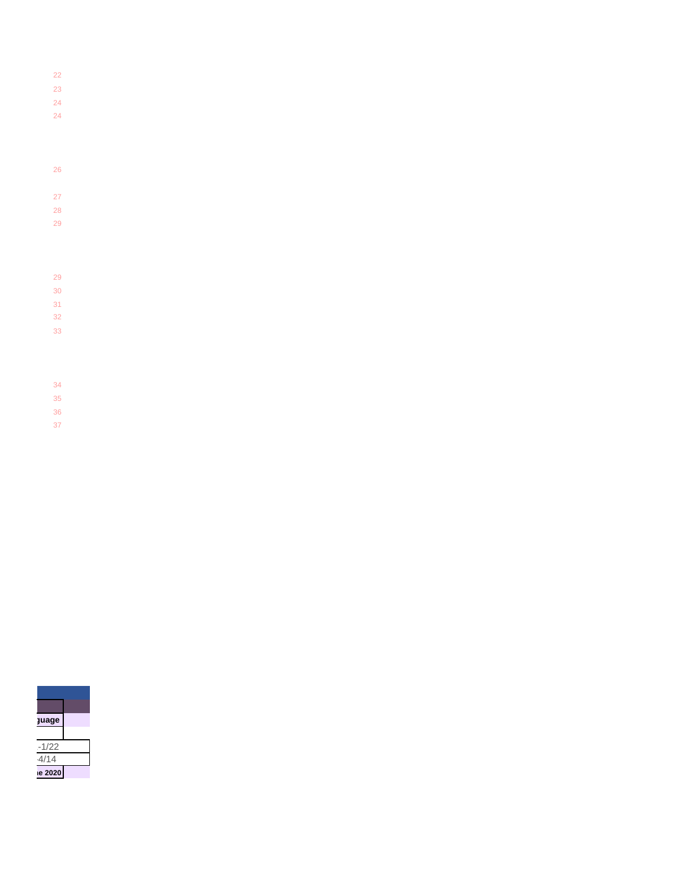22
23
24
24

26

27
28
29

29
30
31
32
33

34
35
36
37

| | |
|---|---|
| | |
| | |
| guage | |
| | |
| -1/22 | |
| 4/14 | |
| ne 2020 | |